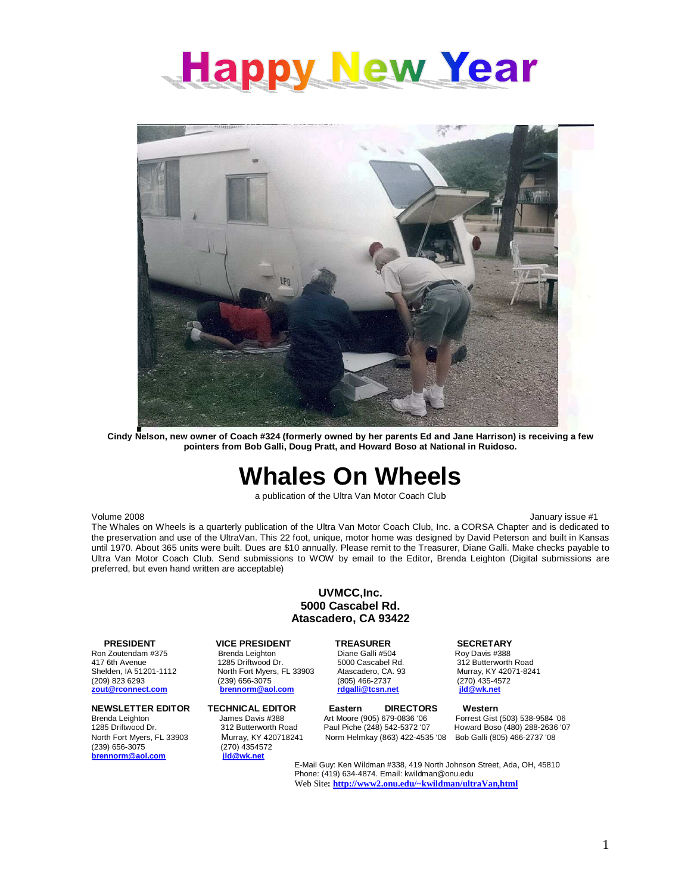# Happy New Year

Cindy Nelson, new owner of Coach #324 (formerly owned by her parents Ed and Jane Harrison) is receiving a few pointers from Bob Galli, Doug Pratt, and Howard Boso at National in Ruidoso.

# Whales On Wheels

a publication of the Ultra Van Motor Coach Club

Volume 2008 — January issue #1

The Whales on Wheels is a quarterly publication of the Ultra Van Motor Coach Club, Inc. a CORSA Chapter and is dedicated to the preservation and use of the UltraVan. This 22 foot, unique, motor home was designed by David Peterson and built in Kansas until 1970. About 365 units were built. Dues are $10 annually. Please remit to the Treasurer, Diane Galli. Make checks payable to Ultra Van Motor Coach Club. Send submissions to WOW by email to the Editor, Brenda Leighton (Digital submissions are preferred, but even hand written are acceptable)

**UVMCC,Inc.**
**5000 Cascabel Rd.**
**Atascadero, CA 93422**

**PRESIDENT**
Ron Zoutendam #375
417 6th Avenue
Shelden, IA 51201-1112
(209) 823 6293
zout@rconnect.com

**VICE PRESIDENT**
Brenda Leighton
1285 Driftwood Dr.
North Fort Myers, FL 33903
(239) 656-3075
brennorm@aol.com

**TREASURER**
Diane Galli #504
5000 Cascabel Rd.
Atascadero, CA. 93
(805) 466-2737
rdgalli@tcsn.net

**SECRETARY**
Roy Davis #388
312 Butterworth Road
Murray, KY 42071-8241
(270) 435-4572
jld@wk.net

**NEWSLETTER EDITOR**
Brenda Leighton
1285 Driftwood Dr.
North Fort Myers, FL 33903
(239) 656-3075
brennorm@aol.com

**TECHNICAL EDITOR**
James Davis #388
312 Butterworth Road
Murray, KY 420718241
(270) 4354572
jld@wk.net

**DIRECTORS**

**Eastern**
Art Moore (905) 679-0836 '06
Paul Piche (248) 542-5372 '07
Norm Helmkay (863) 422-4535 '08

**Western**
Forrest Gist (503) 538-9584 '06
Howard Boso (480) 288-2636 '07
Bob Galli (805) 466-2737 '08

E-Mail Guy: Ken Wildman #338, 419 North Johnson Street, Ada, OH, 45810
Phone: (419) 634-4874. Email: kwildman@onu.edu
Web Site: http://www2.onu.edu/~kwildman/ultraVan,html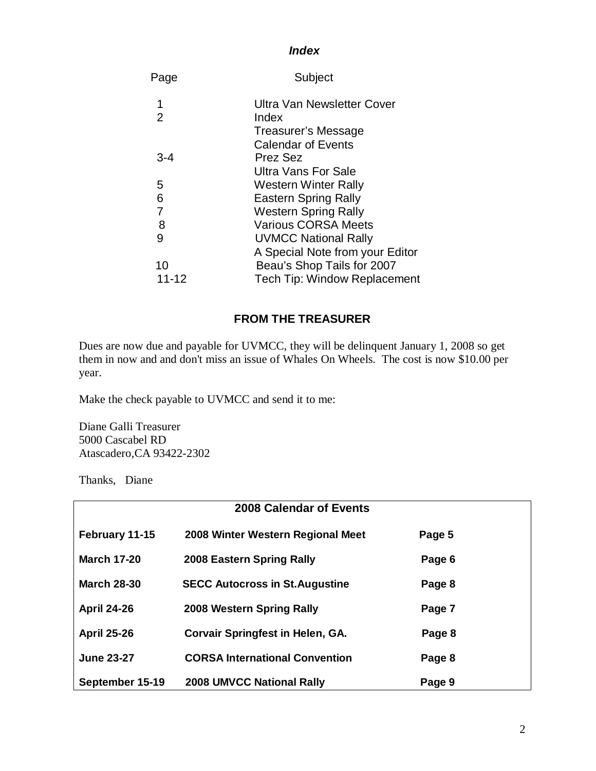***Index***

| Page | Subject |
|---|---|
| 1 | Ultra Van Newsletter Cover |
| 2 | Index |
| | Treasurer's Message |
| | Calendar of Events |
| 3-4 | Prez Sez |
| | Ultra Vans For Sale |
| 5 | Western Winter Rally |
| 6 | Eastern Spring Rally |
| 7 | Western Spring Rally |
| 8 | Various CORSA Meets |
| 9 | UVMCC National Rally |
| | A Special Note from your Editor |
| 10 | Beau's Shop Tails for 2007 |
| 11-12 | Tech Tip: Window Replacement |

## FROM THE TREASURER

Dues are now due and payable for UVMCC, they will be delinquent January 1, 2008 so get them in now and and don't miss an issue of Whales On Wheels. The cost is now $10.00 per year.

Make the check payable to UVMCC and send it to me:

Diane Galli Treasurer
5000 Cascabel RD
Atascadero,CA 93422-2302

Thanks, Diane

**2008 Calendar of Events**

| | | |
|---|---|---|
| **February 11-15** | **2008 Winter Western Regional Meet** | **Page 5** |
| **March 17-20** | **2008 Eastern Spring Rally** | **Page 6** |
| **March 28-30** | **SECC Autocross in St.Augustine** | **Page 8** |
| **April 24-26** | **2008 Western Spring Rally** | **Page 7** |
| **April 25-26** | **Corvair Springfest in Helen, GA.** | **Page 8** |
| **June 23-27** | **CORSA International Convention** | **Page 8** |
| **September 15-19** | **2008 UMVCC National Rally** | **Page 9** |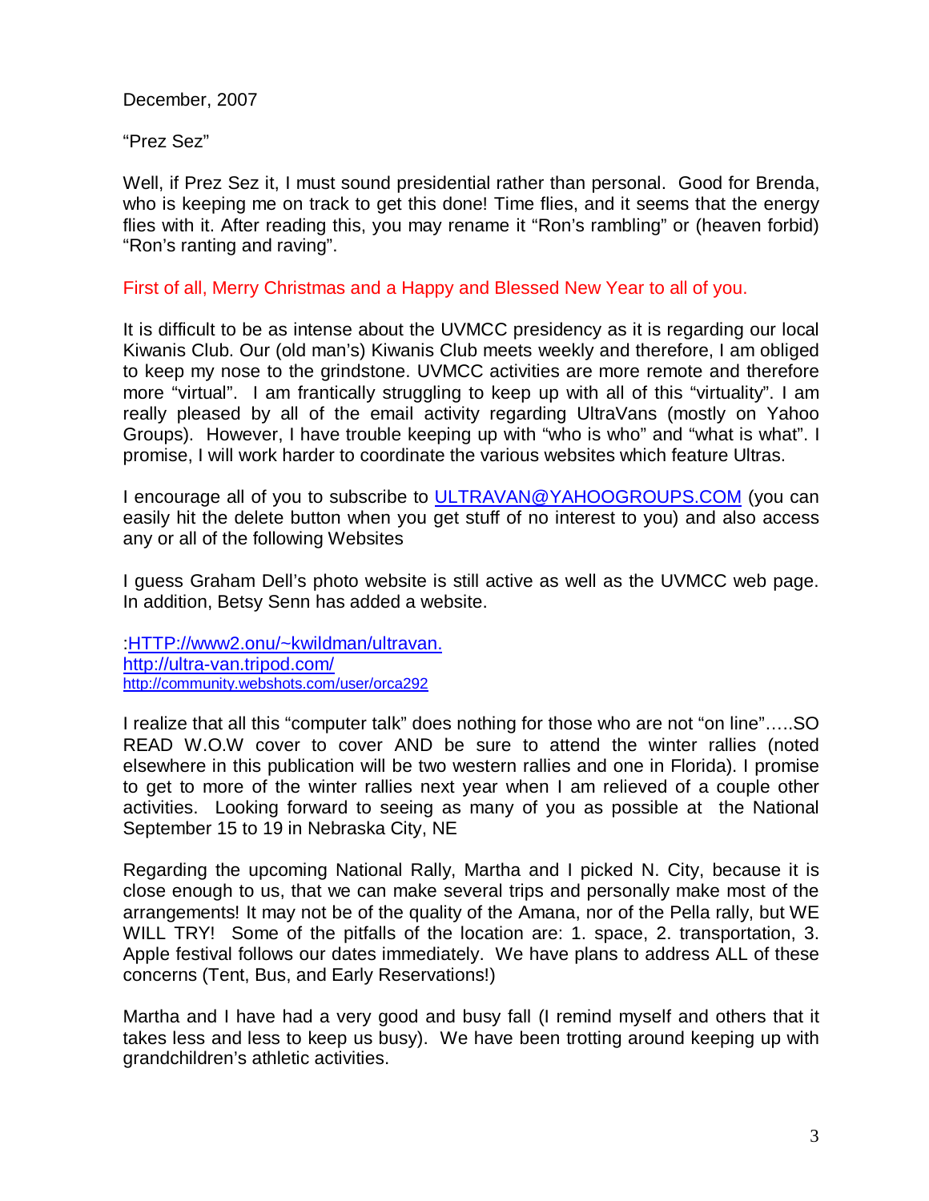December, 2007

"Prez Sez"

Well, if Prez Sez it, I must sound presidential rather than personal. Good for Brenda, who is keeping me on track to get this done! Time flies, and it seems that the energy flies with it. After reading this, you may rename it "Ron's rambling" or (heaven forbid) "Ron's ranting and raving".

First of all, Merry Christmas and a Happy and Blessed New Year to all of you.

It is difficult to be as intense about the UVMCC presidency as it is regarding our local Kiwanis Club. Our (old man's) Kiwanis Club meets weekly and therefore, I am obliged to keep my nose to the grindstone. UVMCC activities are more remote and therefore more "virtual". I am frantically struggling to keep up with all of this "virtuality". I am really pleased by all of the email activity regarding UltraVans (mostly on Yahoo Groups). However, I have trouble keeping up with "who is who" and "what is what". I promise, I will work harder to coordinate the various websites which feature Ultras.

I encourage all of you to subscribe to ULTRAVAN@YAHOOGROUPS.COM (you can easily hit the delete button when you get stuff of no interest to you) and also access any or all of the following Websites

I guess Graham Dell's photo website is still active as well as the UVMCC web page. In addition, Betsy Senn has added a website.

:HTTP://www2.onu/~kwildman/ultravan.
http://ultra-van.tripod.com/
http://community.webshots.com/user/orca292

I realize that all this "computer talk" does nothing for those who are not "on line"…..SO READ W.O.W cover to cover AND be sure to attend the winter rallies (noted elsewhere in this publication will be two western rallies and one in Florida). I promise to get to more of the winter rallies next year when I am relieved of a couple other activities. Looking forward to seeing as many of you as possible at the National September 15 to 19 in Nebraska City, NE

Regarding the upcoming National Rally, Martha and I picked N. City, because it is close enough to us, that we can make several trips and personally make most of the arrangements! It may not be of the quality of the Amana, nor of the Pella rally, but WE WILL TRY! Some of the pitfalls of the location are: 1. space, 2. transportation, 3. Apple festival follows our dates immediately. We have plans to address ALL of these concerns (Tent, Bus, and Early Reservations!)

Martha and I have had a very good and busy fall (I remind myself and others that it takes less and less to keep us busy). We have been trotting around keeping up with grandchildren's athletic activities.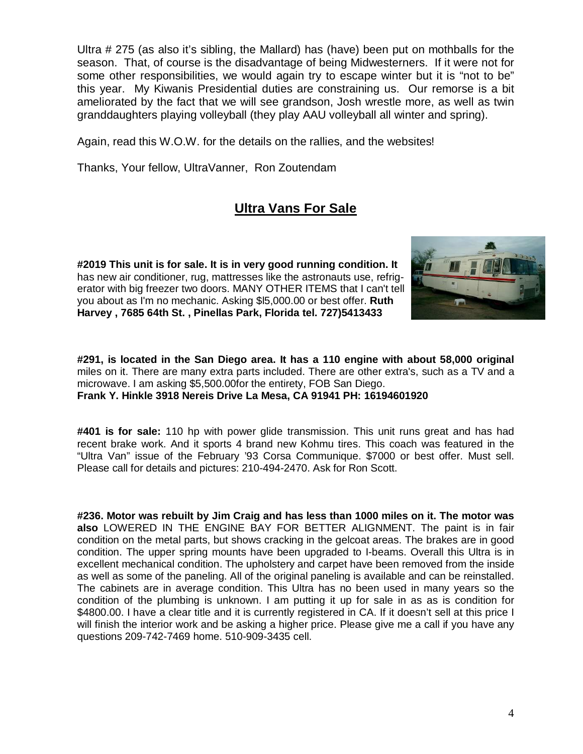Ultra # 275 (as also it's sibling, the Mallard) has (have) been put on mothballs for the season. That, of course is the disadvantage of being Midwesterners. If it were not for some other responsibilities, we would again try to escape winter but it is "not to be" this year. My Kiwanis Presidential duties are constraining us. Our remorse is a bit ameliorated by the fact that we will see grandson, Josh wrestle more, as well as twin granddaughters playing volleyball (they play AAU volleyball all winter and spring).

Again, read this W.O.W. for the details on the rallies, and the websites!

Thanks, Your fellow, UltraVanner, Ron Zoutendam

## Ultra Vans For Sale

**#2019 This unit is for sale. It is in very good running condition. It** has new air conditioner, rug, mattresses like the astronauts use, refrigerator with big freezer two doors. MANY OTHER ITEMS that I can't tell you about as I'm no mechanic. Asking $l5,000.00 or best offer. **Ruth Harvey , 7685 64th St. , Pinellas Park, Florida tel. 727)5413433**

**#291, is located in the San Diego area. It has a 110 engine with about 58,000 original** miles on it. There are many extra parts included. There are other extra's, such as a TV and a microwave. I am asking $5,500.00for the entirety, FOB San Diego.
**Frank Y. Hinkle 3918 Nereis Drive La Mesa, CA 91941 PH: 16194601920**

**#401 is for sale:** 110 hp with power glide transmission. This unit runs great and has had recent brake work. And it sports 4 brand new Kohmu tires. This coach was featured in the "Ultra Van" issue of the February '93 Corsa Communique. $7000 or best offer. Must sell. Please call for details and pictures: 210-494-2470. Ask for Ron Scott.

**#236. Motor was rebuilt by Jim Craig and has less than 1000 miles on it. The motor was also** LOWERED IN THE ENGINE BAY FOR BETTER ALIGNMENT. The paint is in fair condition on the metal parts, but shows cracking in the gelcoat areas. The brakes are in good condition. The upper spring mounts have been upgraded to I-beams. Overall this Ultra is in excellent mechanical condition. The upholstery and carpet have been removed from the inside as well as some of the paneling. All of the original paneling is available and can be reinstalled. The cabinets are in average condition. This Ultra has no been used in many years so the condition of the plumbing is unknown. I am putting it up for sale in as as is condition for $4800.00. I have a clear title and it is currently registered in CA. If it doesn't sell at this price I will finish the interior work and be asking a higher price. Please give me a call if you have any questions 209-742-7469 home. 510-909-3435 cell.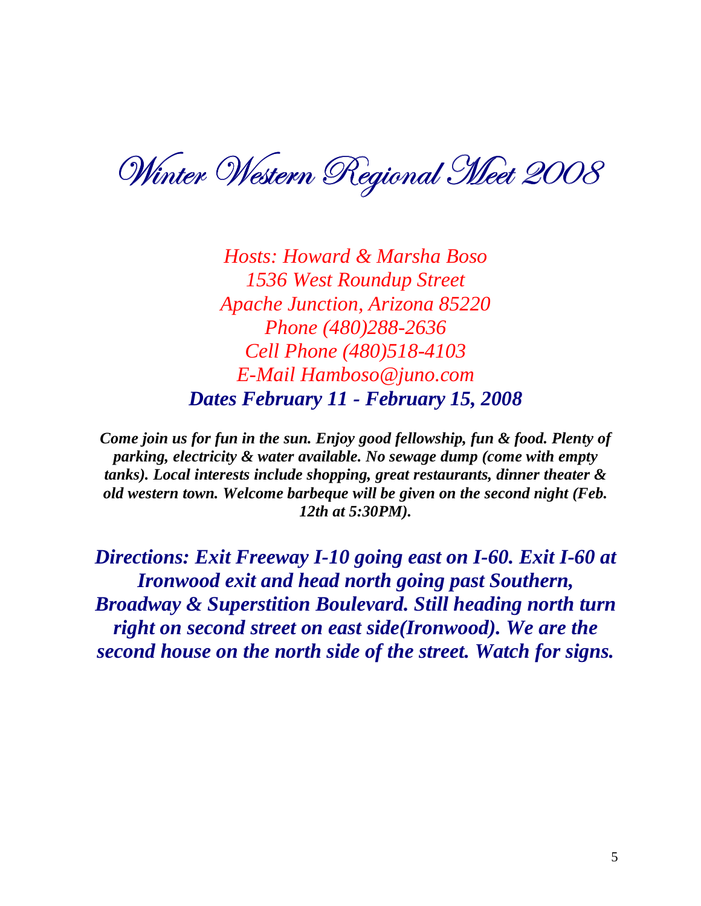# Winter Western Regional Meet 2008

*Hosts: Howard & Marsha Boso*
*1536 West Roundup Street*
*Apache Junction, Arizona 85220*
*Phone (480)288-2636*
*Cell Phone (480)518-4103*
*E-Mail Hamboso@juno.com*

***Dates February 11 - February 15, 2008***

***Come join us for fun in the sun. Enjoy good fellowship, fun & food. Plenty of parking, electricity & water available. No sewage dump (come with empty tanks). Local interests include shopping, great restaurants, dinner theater & old western town. Welcome barbeque will be given on the second night (Feb. 12th at 5:30PM).***

***Directions: Exit Freeway I-10 going east on I-60. Exit I-60 at Ironwood exit and head north going past Southern, Broadway & Superstition Boulevard. Still heading north turn right on second street on east side(Ironwood). We are the second house on the north side of the street. Watch for signs.***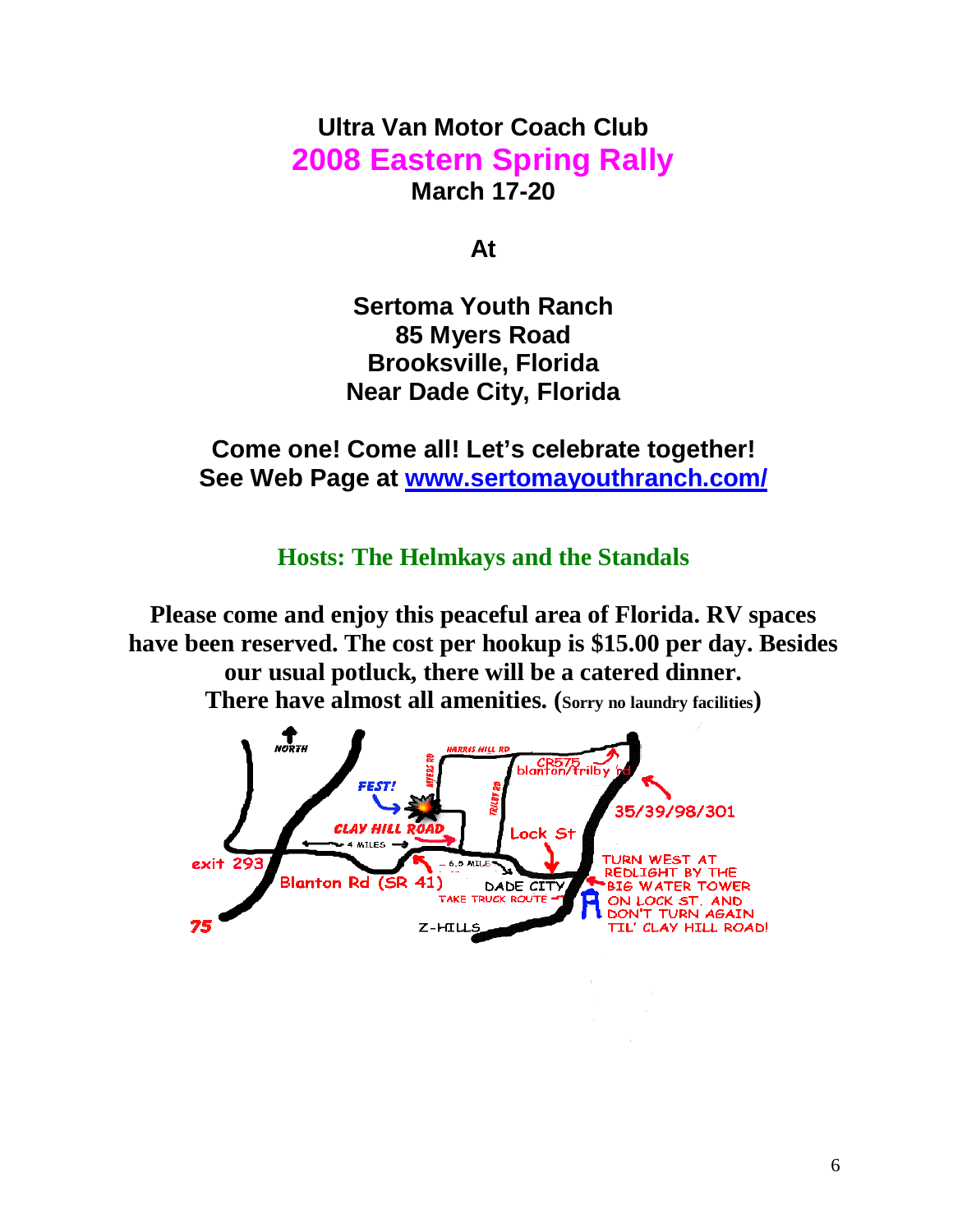# Ultra Van Motor Coach Club

## 2008 Eastern Spring Rally

**March 17-20**

**At**

**Sertoma Youth Ranch**
**85 Myers Road**
**Brooksville, Florida**
**Near Dade City, Florida**

**Come one! Come all! Let's celebrate together!**
**See Web Page at [www.sertomayouthranch.com/](http://www.sertomayouthranch.com/)**

### Hosts: The Helmkays and the Standals

**Please come and enjoy this peaceful area of Florida. RV spaces have been reserved. The cost per hookup is $15.00 per day. Besides our usual potluck, there will be a catered dinner. There have almost all amenities. (Sorry no laundry facilities)**

NORTH

HARRIS HILL RD

MYERS RD

TRILBY RD

CR575 blanton/trilby rd

FEST!

35/39/98/301

CLAY HILL ROAD

Lock St

4 MILES

6.5 MILE

exit 293

Blanton Rd (SR 41)

DADE CITY

TAKE TRUCK ROUTE

TURN WEST AT REDLIGHT BY THE BIG WATER TOWER ON LOCK ST. AND DON'T TURN AGAIN TIL' CLAY HILL ROAD!

75

Z-HILLS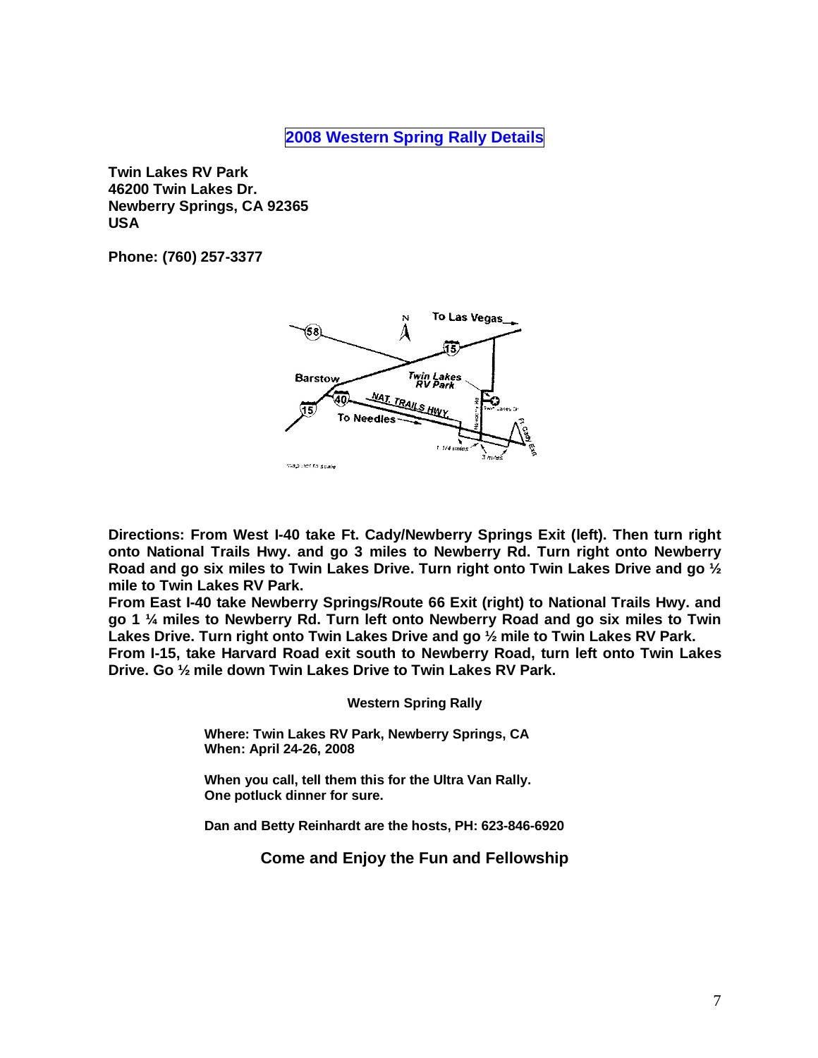## 2008 Western Spring Rally Details

**Twin Lakes RV Park**
**46200 Twin Lakes Dr.**
**Newberry Springs, CA 92365**
**USA**

**Phone: (760) 257-3377**

**Directions: From West I-40 take Ft. Cady/Newberry Springs Exit (left). Then turn right onto National Trails Hwy. and go 3 miles to Newberry Rd. Turn right onto Newberry Road and go six miles to Twin Lakes Drive. Turn right onto Twin Lakes Drive and go ½ mile to Twin Lakes RV Park.**
**From East I-40 take Newberry Springs/Route 66 Exit (right) to National Trails Hwy. and go 1 ¼ miles to Newberry Rd. Turn left onto Newberry Road and go six miles to Twin Lakes Drive. Turn right onto Twin Lakes Drive and go ½ mile to Twin Lakes RV Park.**
**From I-15, take Harvard Road exit south to Newberry Road, turn left onto Twin Lakes Drive. Go ½ mile down Twin Lakes Drive to Twin Lakes RV Park.**

**Western Spring Rally**

**Where: Twin Lakes RV Park, Newberry Springs, CA**
**When: April 24-26, 2008**

**When you call, tell them this for the Ultra Van Rally.**
**One potluck dinner for sure.**

**Dan and Betty Reinhardt are the hosts, PH: 623-846-6920**

**Come and Enjoy the Fun and Fellowship**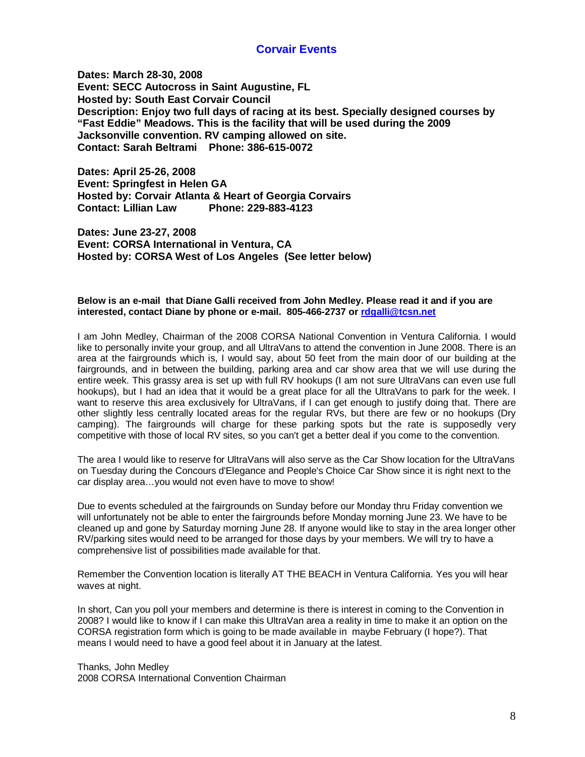## Corvair Events

**Dates: March 28-30, 2008**
**Event: SECC Autocross in Saint Augustine, FL**
**Hosted by: South East Corvair Council**
**Description: Enjoy two full days of racing at its best. Specially designed courses by "Fast Eddie" Meadows. This is the facility that will be used during the 2009 Jacksonville convention. RV camping allowed on site.**
**Contact: Sarah Beltrami Phone: 386-615-0072**

**Dates: April 25-26, 2008**
**Event: Springfest in Helen GA**
**Hosted by: Corvair Atlanta & Heart of Georgia Corvairs**
**Contact: Lillian Law Phone: 229-883-4123**

**Dates: June 23-27, 2008**
**Event: CORSA International in Ventura, CA**
**Hosted by: CORSA West of Los Angeles (See letter below)**

**Below is an e-mail that Diane Galli received from John Medley. Please read it and if you are interested, contact Diane by phone or e-mail. 805-466-2737 or [rdgalli@tcsn.net](mailto:rdgalli@tcsn.net)**

I am John Medley, Chairman of the 2008 CORSA National Convention in Ventura California. I would like to personally invite your group, and all UltraVans to attend the convention in June 2008. There is an area at the fairgrounds which is, I would say, about 50 feet from the main door of our building at the fairgrounds, and in between the building, parking area and car show area that we will use during the entire week. This grassy area is set up with full RV hookups (I am not sure UltraVans can even use full hookups), but I had an idea that it would be a great place for all the UltraVans to park for the week. I want to reserve this area exclusively for UltraVans, if I can get enough to justify doing that. There are other slightly less centrally located areas for the regular RVs, but there are few or no hookups (Dry camping). The fairgrounds will charge for these parking spots but the rate is supposedly very competitive with those of local RV sites, so you can't get a better deal if you come to the convention.

The area I would like to reserve for UltraVans will also serve as the Car Show location for the UltraVans on Tuesday during the Concours d'Elegance and People's Choice Car Show since it is right next to the car display area…you would not even have to move to show!

Due to events scheduled at the fairgrounds on Sunday before our Monday thru Friday convention we will unfortunately not be able to enter the fairgrounds before Monday morning June 23. We have to be cleaned up and gone by Saturday morning June 28. If anyone would like to stay in the area longer other RV/parking sites would need to be arranged for those days by your members. We will try to have a comprehensive list of possibilities made available for that.

Remember the Convention location is literally AT THE BEACH in Ventura California. Yes you will hear waves at night.

In short, Can you poll your members and determine is there interest in coming to the Convention in 2008? I would like to know if I can make this UltraVan area a reality in time to make it an option on the CORSA registration form which is going to be made available in maybe February (I hope?). That means I would need to have a good feel about it in January at the latest.

Thanks, John Medley
2008 CORSA International Convention Chairman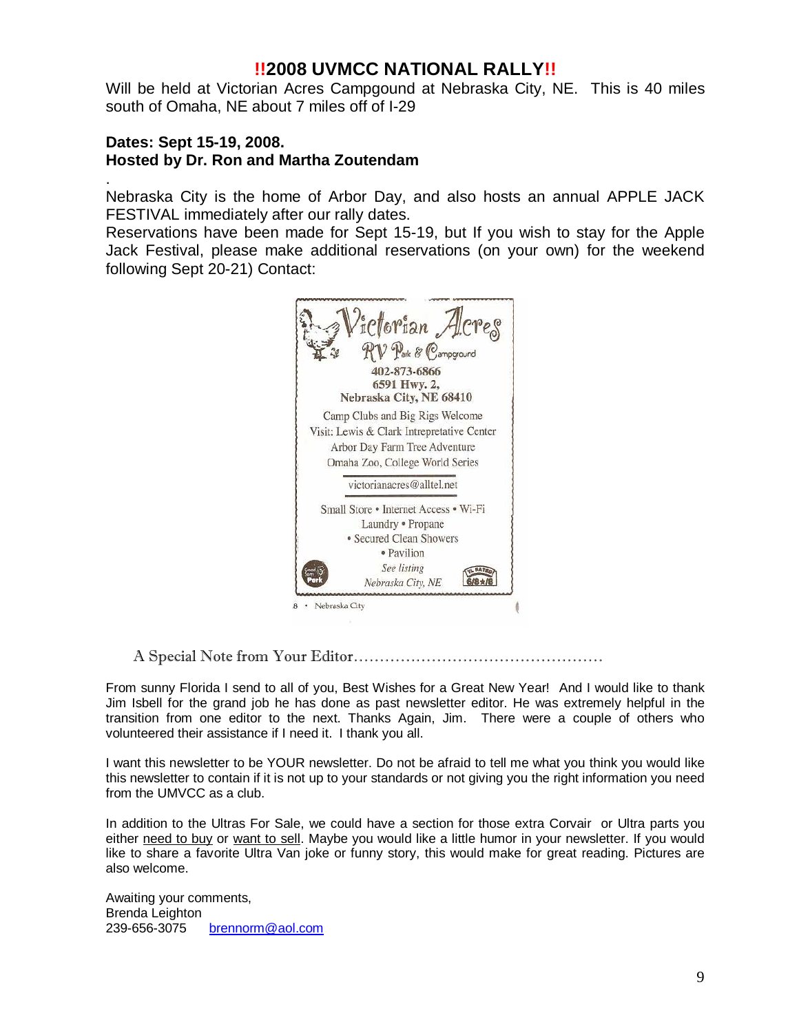## !!2008 UVMCC NATIONAL RALLY!!

Will be held at Victorian Acres Campgound at Nebraska City, NE. This is 40 miles south of Omaha, NE about 7 miles off of I-29

**Dates: Sept 15-19, 2008.**
**Hosted by Dr. Ron and Martha Zoutendam**

.
Nebraska City is the home of Arbor Day, and also hosts an annual APPLE JACK FESTIVAL immediately after our rally dates.
Reservations have been made for Sept 15-19, but If you wish to stay for the Apple Jack Festival, please make additional reservations (on your own) for the weekend following Sept 20-21) Contact:

Victorian Acres
RV Park & Campground
402-873-6866
6591 Hwy. 2,
Nebraska City, NE 68410

Camp Clubs and Big Rigs Welcome
Visit: Lewis & Clark Intrepretative Center
Arbor Day Farm Tree Adventure
Omaha Zoo, College World Series

victorianacres@alltel.net

Small Store • Internet Access • Wi-Fi
Laundry • Propane
• Secured Clean Showers
• Pavilion
*See listing*
*Nebraska City, NE*

Good Sam Park
TL RATED 6/8★/8

8 • Nebraska City

A Special Note from Your Editor……………………………………………

From sunny Florida I send to all of you, Best Wishes for a Great New Year! And I would like to thank Jim Isbell for the grand job he has done as past newsletter editor. He was extremely helpful in the transition from one editor to the next. Thanks Again, Jim. There were a couple of others who volunteered their assistance if I need it. I thank you all.

I want this newsletter to be YOUR newsletter. Do not be afraid to tell me what you think you would like this newsletter to contain if it is not up to your standards or not giving you the right information you need from the UMVCC as a club.

In addition to the Ultras For Sale, we could have a section for those extra Corvair or Ultra parts you either need to buy or want to sell. Maybe you would like a little humor in your newsletter. If you would like to share a favorite Ultra Van joke or funny story, this would make for great reading. Pictures are also welcome.

Awaiting your comments,
Brenda Leighton
239-656-3075 brennorm@aol.com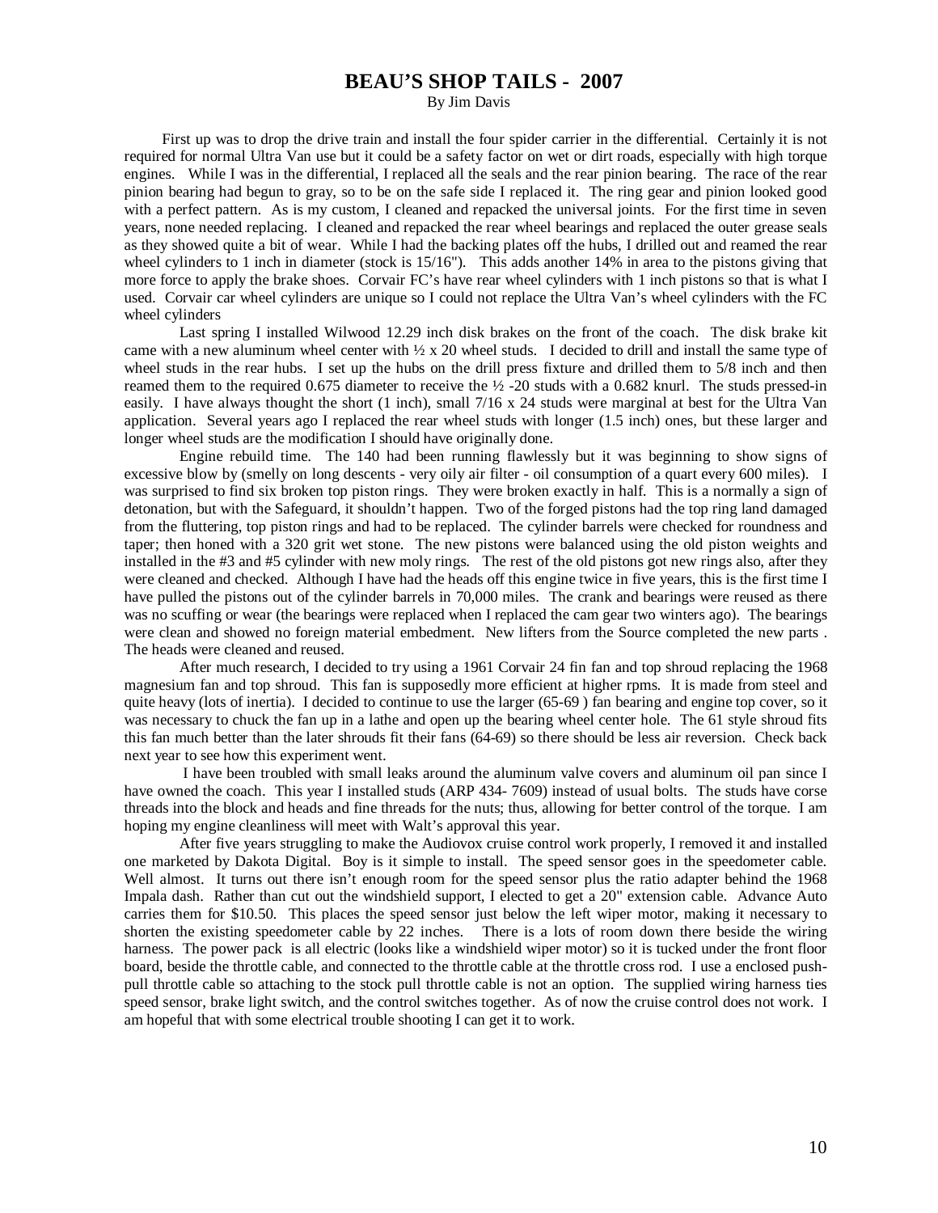# BEAU'S SHOP TAILS - 2007

By Jim Davis

First up was to drop the drive train and install the four spider carrier in the differential. Certainly it is not required for normal Ultra Van use but it could be a safety factor on wet or dirt roads, especially with high torque engines. While I was in the differential, I replaced all the seals and the rear pinion bearing. The race of the rear pinion bearing had begun to gray, so to be on the safe side I replaced it. The ring gear and pinion looked good with a perfect pattern. As is my custom, I cleaned and repacked the universal joints. For the first time in seven years, none needed replacing. I cleaned and repacked the rear wheel bearings and replaced the outer grease seals as they showed quite a bit of wear. While I had the backing plates off the hubs, I drilled out and reamed the rear wheel cylinders to 1 inch in diameter (stock is 15/16"). This adds another 14% in area to the pistons giving that more force to apply the brake shoes. Corvair FC's have rear wheel cylinders with 1 inch pistons so that is what I used. Corvair car wheel cylinders are unique so I could not replace the Ultra Van's wheel cylinders with the FC wheel cylinders

Last spring I installed Wilwood 12.29 inch disk brakes on the front of the coach. The disk brake kit came with a new aluminum wheel center with ½ x 20 wheel studs. I decided to drill and install the same type of wheel studs in the rear hubs. I set up the hubs on the drill press fixture and drilled them to 5/8 inch and then reamed them to the required 0.675 diameter to receive the ½ -20 studs with a 0.682 knurl. The studs pressed-in easily. I have always thought the short (1 inch), small 7/16 x 24 studs were marginal at best for the Ultra Van application. Several years ago I replaced the rear wheel studs with longer (1.5 inch) ones, but these larger and longer wheel studs are the modification I should have originally done.

Engine rebuild time. The 140 had been running flawlessly but it was beginning to show signs of excessive blow by (smelly on long descents - very oily air filter - oil consumption of a quart every 600 miles). I was surprised to find six broken top piston rings. They were broken exactly in half. This is a normally a sign of detonation, but with the Safeguard, it shouldn't happen. Two of the forged pistons had the top ring land damaged from the fluttering, top piston rings and had to be replaced. The cylinder barrels were checked for roundness and taper; then honed with a 320 grit wet stone. The new pistons were balanced using the old piston weights and installed in the #3 and #5 cylinder with new moly rings. The rest of the old pistons got new rings also, after they were cleaned and checked. Although I have had the heads off this engine twice in five years, this is the first time I have pulled the pistons out of the cylinder barrels in 70,000 miles. The crank and bearings were reused as there was no scuffing or wear (the bearings were replaced when I replaced the cam gear two winters ago). The bearings were clean and showed no foreign material embedment. New lifters from the Source completed the new parts . The heads were cleaned and reused.

After much research, I decided to try using a 1961 Corvair 24 fin fan and top shroud replacing the 1968 magnesium fan and top shroud. This fan is supposedly more efficient at higher rpms. It is made from steel and quite heavy (lots of inertia). I decided to continue to use the larger (65-69 ) fan bearing and engine top cover, so it was necessary to chuck the fan up in a lathe and open up the bearing wheel center hole. The 61 style shroud fits this fan much better than the later shrouds fit their fans (64-69) so there should be less air reversion. Check back next year to see how this experiment went.

I have been troubled with small leaks around the aluminum valve covers and aluminum oil pan since I have owned the coach. This year I installed studs (ARP 434- 7609) instead of usual bolts. The studs have corse threads into the block and heads and fine threads for the nuts; thus, allowing for better control of the torque. I am hoping my engine cleanliness will meet with Walt's approval this year.

After five years struggling to make the Audiovox cruise control work properly, I removed it and installed one marketed by Dakota Digital. Boy is it simple to install. The speed sensor goes in the speedometer cable. Well almost. It turns out there isn't enough room for the speed sensor plus the ratio adapter behind the 1968 Impala dash. Rather than cut out the windshield support, I elected to get a 20" extension cable. Advance Auto carries them for $10.50. This places the speed sensor just below the left wiper motor, making it necessary to shorten the existing speedometer cable by 22 inches. There is a lots of room down there beside the wiring harness. The power pack is all electric (looks like a windshield wiper motor) so it is tucked under the front floor board, beside the throttle cable, and connected to the throttle cable at the throttle cross rod. I use a enclosed push-pull throttle cable so attaching to the stock pull throttle cable is not an option. The supplied wiring harness ties speed sensor, brake light switch, and the control switches together. As of now the cruise control does not work. I am hopeful that with some electrical trouble shooting I can get it to work.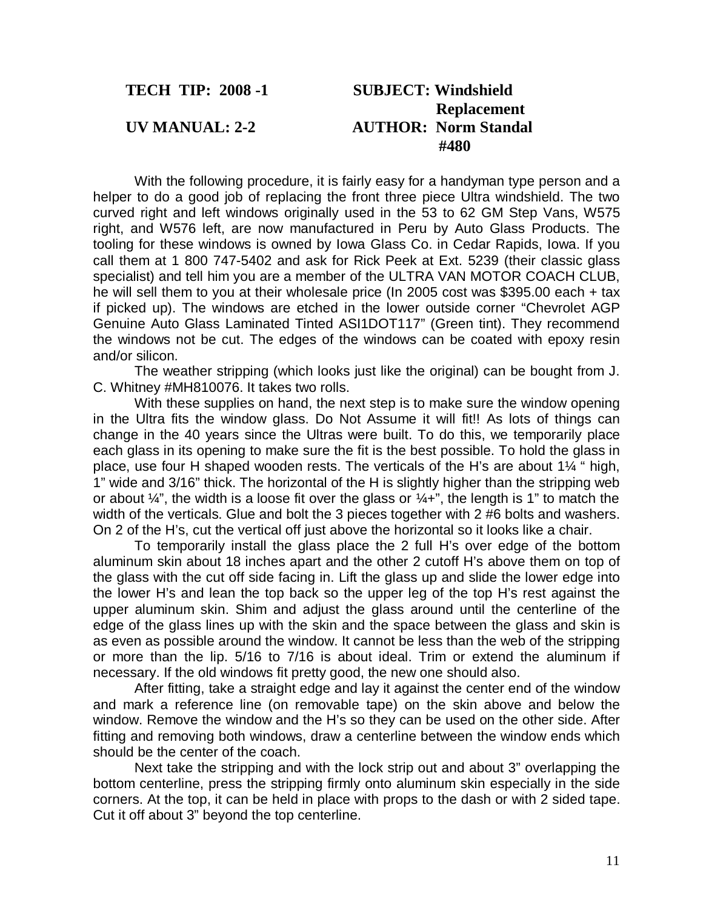**TECH TIP: 2008 -1**

**SUBJECT: Windshield Replacement**

**UV MANUAL: 2-2**

**AUTHOR: Norm Standal #480**

With the following procedure, it is fairly easy for a handyman type person and a helper to do a good job of replacing the front three piece Ultra windshield. The two curved right and left windows originally used in the 53 to 62 GM Step Vans, W575 right, and W576 left, are now manufactured in Peru by Auto Glass Products. The tooling for these windows is owned by Iowa Glass Co. in Cedar Rapids, Iowa. If you call them at 1 800 747-5402 and ask for Rick Peek at Ext. 5239 (their classic glass specialist) and tell him you are a member of the ULTRA VAN MOTOR COACH CLUB, he will sell them to you at their wholesale price (In 2005 cost was $395.00 each + tax if picked up). The windows are etched in the lower outside corner "Chevrolet AGP Genuine Auto Glass Laminated Tinted ASI1DOT117" (Green tint). They recommend the windows not be cut. The edges of the windows can be coated with epoxy resin and/or silicon.

The weather stripping (which looks just like the original) can be bought from J. C. Whitney #MH810076. It takes two rolls.

With these supplies on hand, the next step is to make sure the window opening in the Ultra fits the window glass. Do Not Assume it will fit!! As lots of things can change in the 40 years since the Ultras were built. To do this, we temporarily place each glass in its opening to make sure the fit is the best possible. To hold the glass in place, use four H shaped wooden rests. The verticals of the H's are about 1¼ " high, 1" wide and 3/16" thick. The horizontal of the H is slightly higher than the stripping web or about ¼", the width is a loose fit over the glass or ¼+", the length is 1" to match the width of the verticals. Glue and bolt the 3 pieces together with 2 #6 bolts and washers. On 2 of the H's, cut the vertical off just above the horizontal so it looks like a chair.

To temporarily install the glass place the 2 full H's over edge of the bottom aluminum skin about 18 inches apart and the other 2 cutoff H's above them on top of the glass with the cut off side facing in. Lift the glass up and slide the lower edge into the lower H's and lean the top back so the upper leg of the top H's rest against the upper aluminum skin. Shim and adjust the glass around until the centerline of the edge of the glass lines up with the skin and the space between the glass and skin is as even as possible around the window. It cannot be less than the web of the stripping or more than the lip. 5/16 to 7/16 is about ideal. Trim or extend the aluminum if necessary. If the old windows fit pretty good, the new one should also.

After fitting, take a straight edge and lay it against the center end of the window and mark a reference line (on removable tape) on the skin above and below the window. Remove the window and the H's so they can be used on the other side. After fitting and removing both windows, draw a centerline between the window ends which should be the center of the coach.

Next take the stripping and with the lock strip out and about 3" overlapping the bottom centerline, press the stripping firmly onto aluminum skin especially in the side corners. At the top, it can be held in place with props to the dash or with 2 sided tape. Cut it off about 3" beyond the top centerline.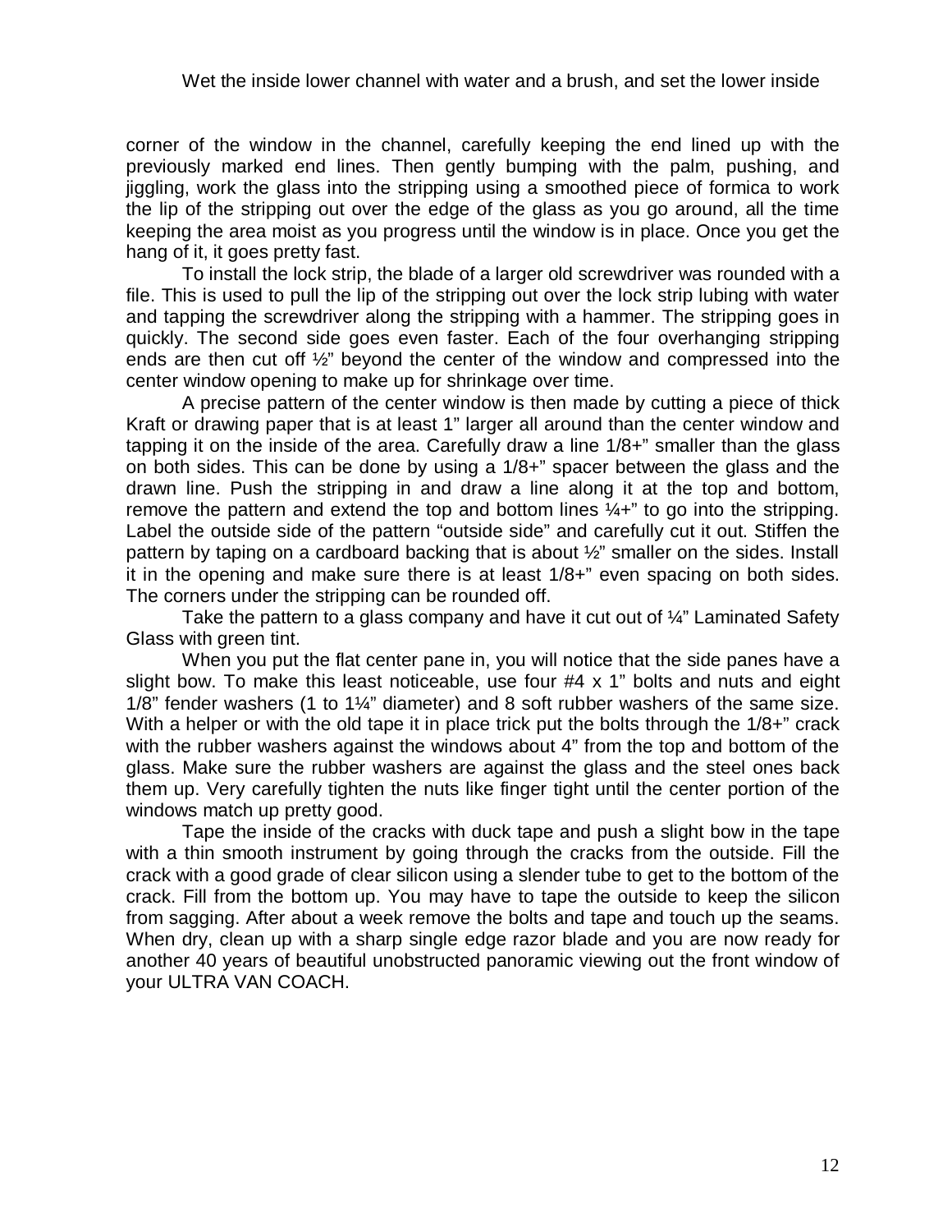Wet the inside lower channel with water and a brush, and set the lower inside

corner of the window in the channel, carefully keeping the end lined up with the previously marked end lines. Then gently bumping with the palm, pushing, and jiggling, work the glass into the stripping using a smoothed piece of formica to work the lip of the stripping out over the edge of the glass as you go around, all the time keeping the area moist as you progress until the window is in place. Once you get the hang of it, it goes pretty fast.

To install the lock strip, the blade of a larger old screwdriver was rounded with a file. This is used to pull the lip of the stripping out over the lock strip lubing with water and tapping the screwdriver along the stripping with a hammer. The stripping goes in quickly. The second side goes even faster. Each of the four overhanging stripping ends are then cut off ½" beyond the center of the window and compressed into the center window opening to make up for shrinkage over time.

A precise pattern of the center window is then made by cutting a piece of thick Kraft or drawing paper that is at least 1" larger all around than the center window and tapping it on the inside of the area. Carefully draw a line 1/8+" smaller than the glass on both sides. This can be done by using a 1/8+" spacer between the glass and the drawn line. Push the stripping in and draw a line along it at the top and bottom, remove the pattern and extend the top and bottom lines ¼+" to go into the stripping. Label the outside side of the pattern "outside side" and carefully cut it out. Stiffen the pattern by taping on a cardboard backing that is about ½" smaller on the sides. Install it in the opening and make sure there is at least 1/8+" even spacing on both sides. The corners under the stripping can be rounded off.

Take the pattern to a glass company and have it cut out of ¼" Laminated Safety Glass with green tint.

When you put the flat center pane in, you will notice that the side panes have a slight bow. To make this least noticeable, use four #4 x 1" bolts and nuts and eight 1/8" fender washers (1 to 1¼" diameter) and 8 soft rubber washers of the same size. With a helper or with the old tape it in place trick put the bolts through the 1/8+" crack with the rubber washers against the windows about 4" from the top and bottom of the glass. Make sure the rubber washers are against the glass and the steel ones back them up. Very carefully tighten the nuts like finger tight until the center portion of the windows match up pretty good.

Tape the inside of the cracks with duck tape and push a slight bow in the tape with a thin smooth instrument by going through the cracks from the outside. Fill the crack with a good grade of clear silicon using a slender tube to get to the bottom of the crack. Fill from the bottom up. You may have to tape the outside to keep the silicon from sagging. After about a week remove the bolts and tape and touch up the seams. When dry, clean up with a sharp single edge razor blade and you are now ready for another 40 years of beautiful unobstructed panoramic viewing out the front window of your ULTRA VAN COACH.